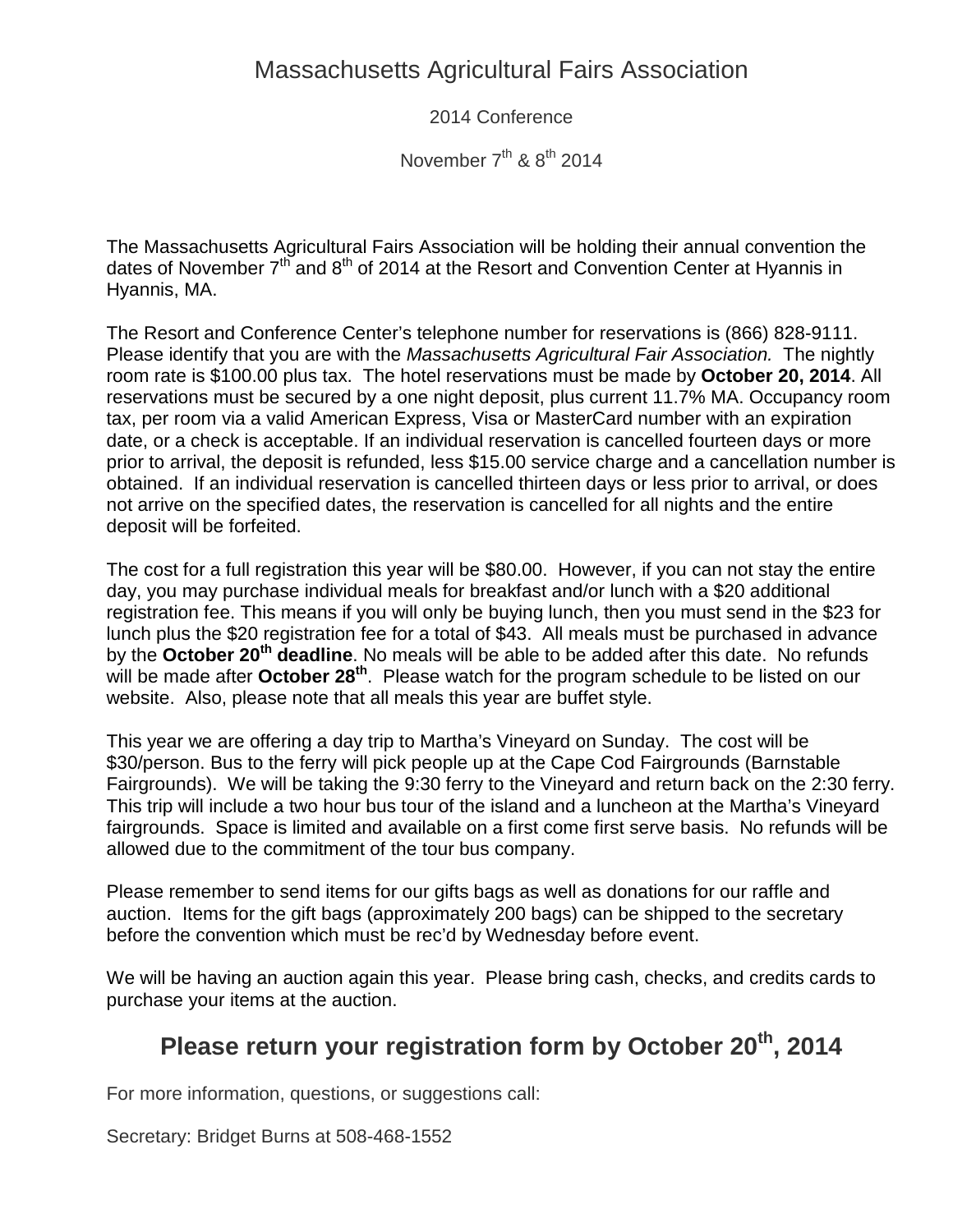# Massachusetts Agricultural Fairs Association

2014 Conference

November 7th & 8th 2014

The Massachusetts Agricultural Fairs Association will be holding their annual convention the dates of November 7th and 8th of 2014 at the Resort and Convention Center at Hyannis in Hyannis, MA.

The Resort and Conference Center's telephone number for reservations is (866) 828-9111. Please identify that you are with the *Massachusetts Agricultural Fair Association.* The nightly room rate is $100.00 plus tax. The hotel reservations must be made by **October 20, 2014**. All reservations must be secured by a one night deposit, plus current 11.7% MA. Occupancy room tax, per room via a valid American Express, Visa or MasterCard number with an expiration date, or a check is acceptable. If an individual reservation is cancelled fourteen days or more prior to arrival, the deposit is refunded, less $15.00 service charge and a cancellation number is obtained. If an individual reservation is cancelled thirteen days or less prior to arrival, or does not arrive on the specified dates, the reservation is cancelled for all nights and the entire deposit will be forfeited.

The cost for a full registration this year will be $80.00. However, if you can not stay the entire day, you may purchase individual meals for breakfast and/or lunch with a $20 additional registration fee. This means if you will only be buying lunch, then you must send in the $23 for lunch plus the $20 registration fee for a total of $43. All meals must be purchased in advance by the **October 20th deadline**. No meals will be able to be added after this date. No refunds will be made after **October 28th**. Please watch for the program schedule to be listed on our website. Also, please note that all meals this year are buffet style.

This year we are offering a day trip to Martha's Vineyard on Sunday. The cost will be $30/person. Bus to the ferry will pick people up at the Cape Cod Fairgrounds (Barnstable Fairgrounds). We will be taking the 9:30 ferry to the Vineyard and return back on the 2:30 ferry. This trip will include a two hour bus tour of the island and a luncheon at the Martha's Vineyard fairgrounds. Space is limited and available on a first come first serve basis. No refunds will be allowed due to the commitment of the tour bus company.

Please remember to send items for our gifts bags as well as donations for our raffle and auction. Items for the gift bags (approximately 200 bags) can be shipped to the secretary before the convention which must be rec'd by Wednesday before event.

We will be having an auction again this year. Please bring cash, checks, and credits cards to purchase your items at the auction.

## Please return your registration form by October 20th, 2014

For more information, questions, or suggestions call:

Secretary: Bridget Burns at 508-468-1552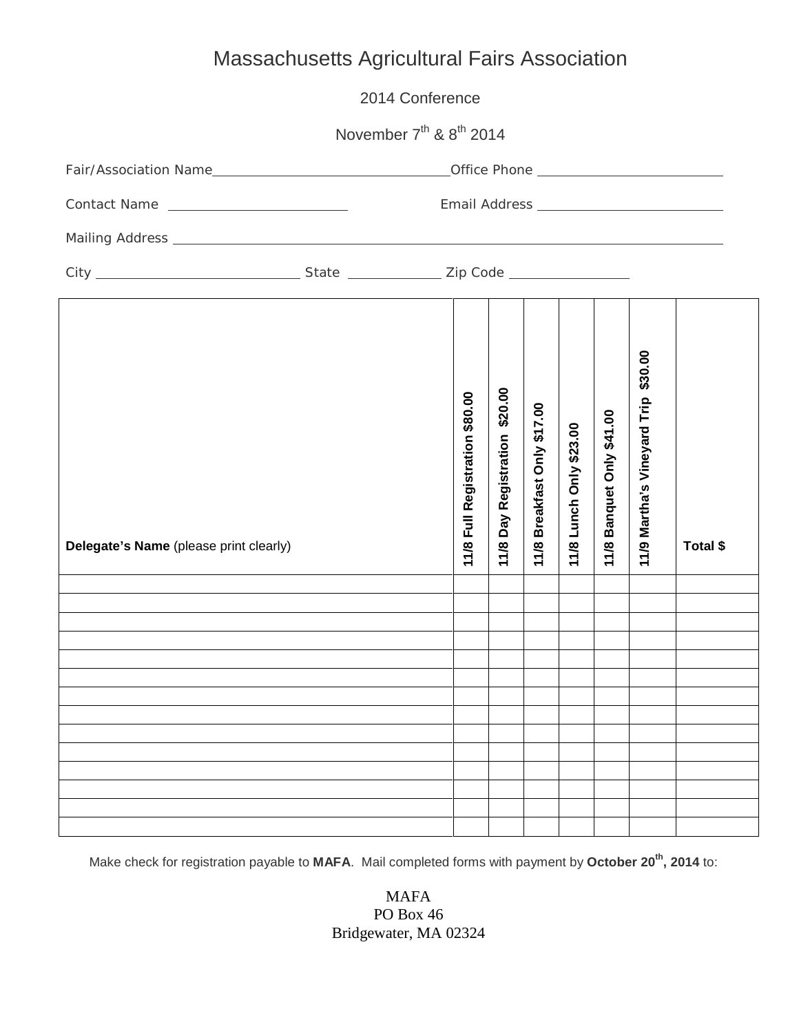# Massachusetts Agricultural Fairs Association

2014 Conference

November 7th & 8th 2014

Fair/Association Name\_\_\_\_\_\_\_\_\_\_\_\_\_\_\_\_\_\_\_\_\_\_\_\_\_\_\_\_\_\_ Office Phone \_\_\_\_\_\_\_\_\_\_\_\_\_\_\_\_\_\_\_\_\_\_\_\_

Contact Name \_\_\_\_\_\_\_\_\_\_\_\_\_\_\_\_\_\_\_\_\_\_\_\_ Email Address \_\_\_\_\_\_\_\_\_\_\_\_\_\_\_\_\_\_\_\_\_\_\_\_

Mailing Address \_\_\_\_\_\_\_\_\_\_\_\_\_\_\_\_\_\_\_\_\_\_\_\_\_\_\_\_\_\_\_\_\_\_\_\_\_\_\_\_\_\_\_\_\_\_\_\_\_\_\_\_\_\_\_\_\_\_\_\_

City \_\_\_\_\_\_\_\_\_\_\_\_\_\_\_\_\_\_\_\_\_\_\_\_\_\_ State \_\_\_\_\_\_\_\_\_\_\_\_ Zip Code \_\_\_\_\_\_\_\_\_\_\_\_\_\_\_\_

| **Delegate's Name** (please print clearly) | **11/8 Full Registration $80.00** | **11/8 Day Registration $20.00** | **11/8 Breakfast Only $17.00** | **11/8 Lunch Only $23.00** | **11/8 Banquet Only $41.00** | **11/9 Martha's Vineyard Trip $30.00** | **Total $** |
|---|---|---|---|---|---|---|---|
| | | | | | | | |
| | | | | | | | |
| | | | | | | | |
| | | | | | | | |
| | | | | | | | |
| | | | | | | | |
| | | | | | | | |
| | | | | | | | |
| | | | | | | | |
| | | | | | | | |
| | | | | | | | |
| | | | | | | | |
| | | | | | | | |
| | | | | | | | |

Make check for registration payable to **MAFA**. Mail completed forms with payment by **October 20th, 2014** to:

MAFA
PO Box 46
Bridgewater, MA 02324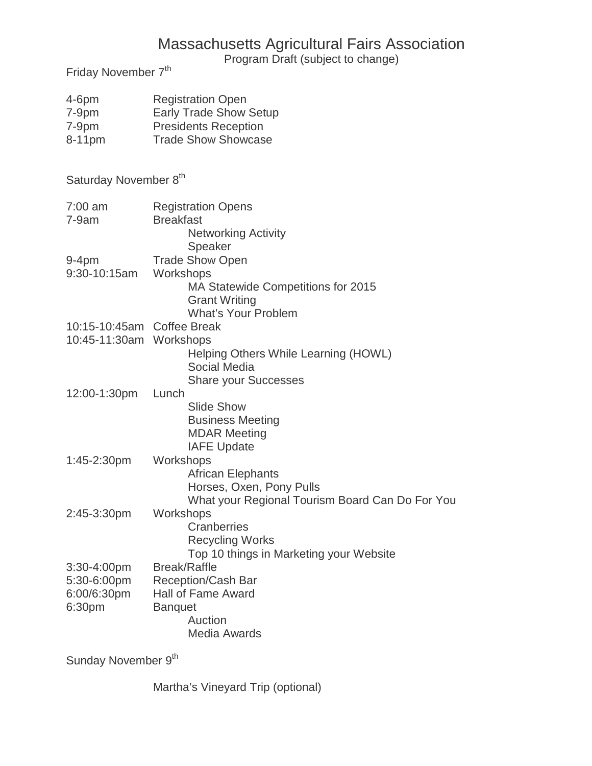# Massachusetts Agricultural Fairs Association

Program Draft (subject to change)

## Friday November 7th

| | |
|---|---|
| 4-6pm | Registration Open |
| 7-9pm | Early Trade Show Setup |
| 7-9pm | Presidents Reception |
| 8-11pm | Trade Show Showcase |

## Saturday November 8th

| | |
|---|---|
| 7:00 am | Registration Opens |
| 7-9am | Breakfast<br>Networking Activity<br>Speaker |
| 9-4pm | Trade Show Open |
| 9:30-10:15am | Workshops<br>MA Statewide Competitions for 2015<br>Grant Writing<br>What's Your Problem |
| 10:15-10:45am | Coffee Break |
| 10:45-11:30am | Workshops<br>Helping Others While Learning (HOWL)<br>Social Media<br>Share your Successes |
| 12:00-1:30pm | Lunch<br>Slide Show<br>Business Meeting<br>MDAR Meeting<br>IAFE Update |
| 1:45-2:30pm | Workshops<br>African Elephants<br>Horses, Oxen, Pony Pulls<br>What your Regional Tourism Board Can Do For You |
| 2:45-3:30pm | Workshops<br>Cranberries<br>Recycling Works<br>Top 10 things in Marketing your Website |
| 3:30-4:00pm | Break/Raffle |
| 5:30-6:00pm | Reception/Cash Bar |
| 6:00/6:30pm | Hall of Fame Award |
| 6:30pm | Banquet<br>Auction<br>Media Awards |

## Sunday November 9th

Martha's Vineyard Trip (optional)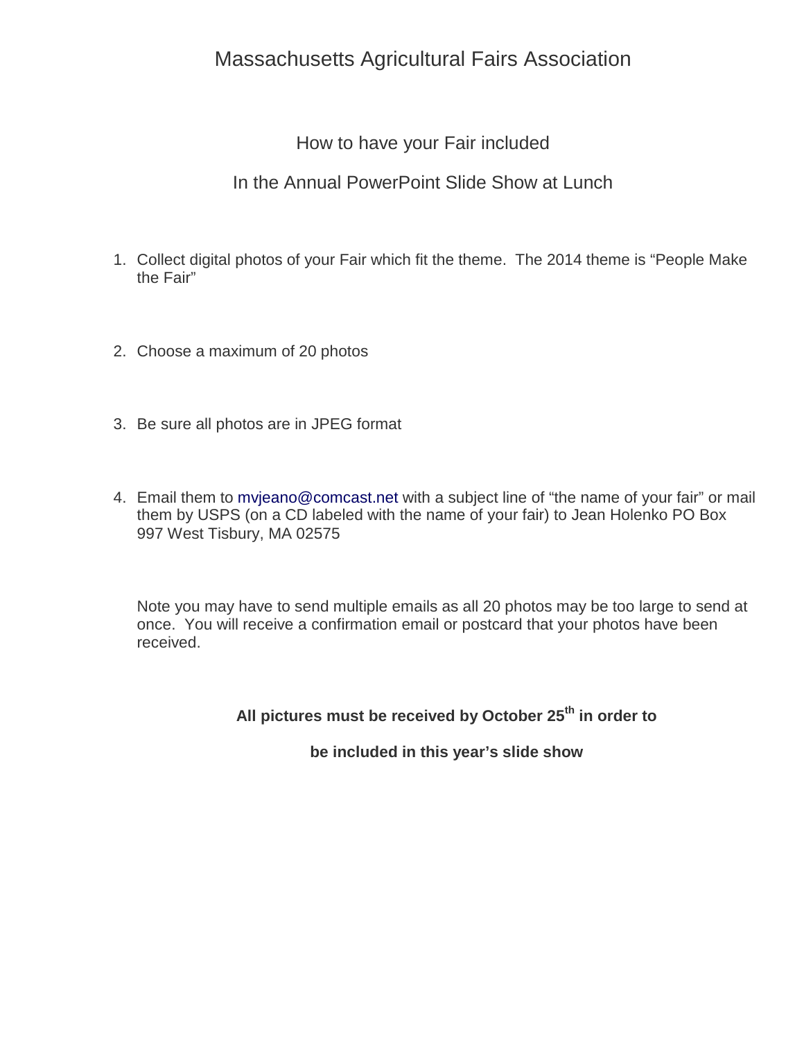# Massachusetts Agricultural Fairs Association

## How to have your Fair included

## In the Annual PowerPoint Slide Show at Lunch

1. Collect digital photos of your Fair which fit the theme. The 2014 theme is "People Make the Fair"

2. Choose a maximum of 20 photos

3. Be sure all photos are in JPEG format

4. Email them to mvjeano@comcast.net with a subject line of "the name of your fair" or mail them by USPS (on a CD labeled with the name of your fair) to Jean Holenko PO Box 997 West Tisbury, MA 02575

   Note you may have to send multiple emails as all 20 photos may be too large to send at once. You will receive a confirmation email or postcard that your photos have been received.

**All pictures must be received by October 25th in order to**

**be included in this year's slide show**